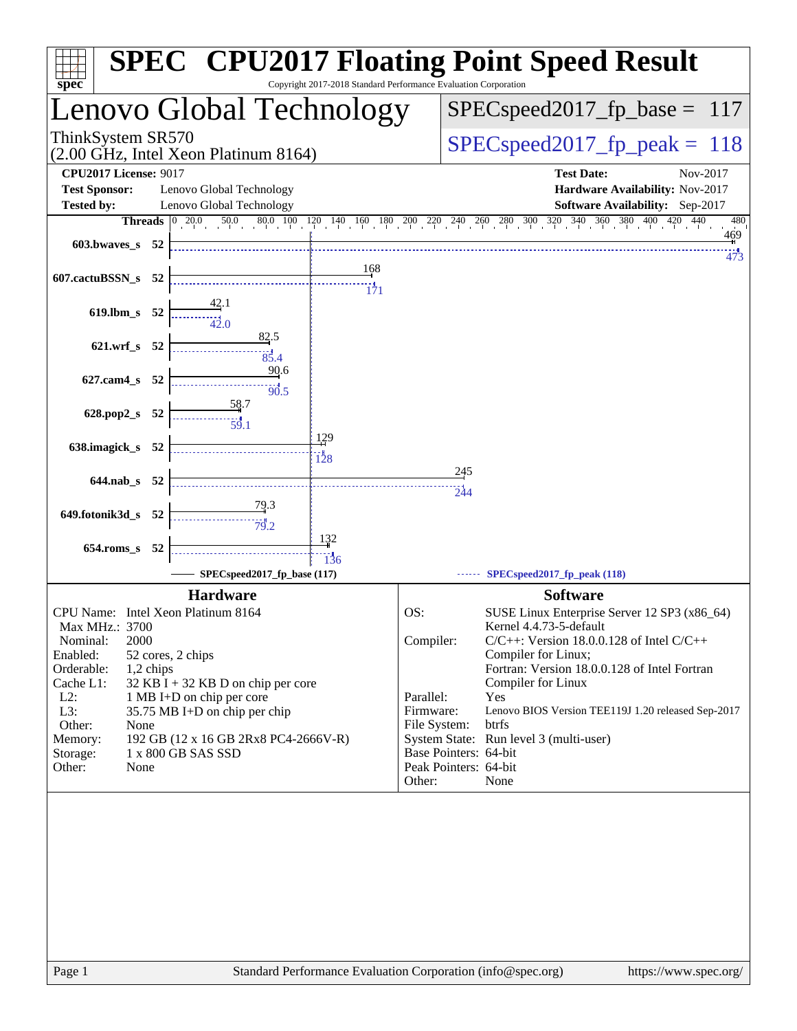# SPEC CPU2017 Floating Point Speed Result

Copyright 2017-2018 Standard Performance Evaluation Corporation

## Lenovo Global Technology

ThinkSystem SR570
(2.00 GHz, Intel Xeon Platinum 8164)

SPECspeed2017_fp_base = 117

SPECspeed2017_fp_peak = 118

**CPU2017 License:** 9017
**Test Sponsor:** Lenovo Global Technology
**Tested by:** Lenovo Global Technology
**Test Date:** Nov-2017
**Hardware Availability:** Nov-2017
**Software Availability:** Sep-2017

| Benchmark | Threads | Base | Peak |
|---|---|---|---|
| 603.bwaves_s | 52 | 469 | 473 |
| 607.cactuBSSN_s | 52 | 168 | 171 |
| 619.lbm_s | 52 | 42.1 | 42.0 |
| 621.wrf_s | 52 | 82.5 | 85.4 |
| 627.cam4_s | 52 | 90.6 | 90.5 |
| 628.pop2_s | 52 | 58.7 | 59.1 |
| 638.imagick_s | 52 | 129 | 128 |
| 644.nab_s | 52 | 245 | 244 |
| 649.fotonik3d_s | 52 | 79.3 | 79.2 |
| 654.roms_s | 52 | 132 | 136 |

SPECspeed2017_fp_base (117) — SPECspeed2017_fp_peak (118)

### Hardware

| | |
|---|---|
| CPU Name: | Intel Xeon Platinum 8164 |
| Max MHz.: | 3700 |
| Nominal: | 2000 |
| Enabled: | 52 cores, 2 chips |
| Orderable: | 1,2 chips |
| Cache L1: | 32 KB I + 32 KB D on chip per core |
| L2: | 1 MB I+D on chip per core |
| L3: | 35.75 MB I+D on chip per chip |
| Other: | None |
| Memory: | 192 GB (12 x 16 GB 2Rx8 PC4-2666V-R) |
| Storage: | 1 x 800 GB SAS SSD |
| Other: | None |

### Software

| | |
|---|---|
| OS: | SUSE Linux Enterprise Server 12 SP3 (x86_64) Kernel 4.4.73-5-default |
| Compiler: | C/C++: Version 18.0.0.128 of Intel C/C++ Compiler for Linux; Fortran: Version 18.0.0.128 of Intel Fortran Compiler for Linux |
| Parallel: | Yes |
| Firmware: | Lenovo BIOS Version TEE119J 1.20 released Sep-2017 |
| File System: | btrfs |
| System State: | Run level 3 (multi-user) |
| Base Pointers: | 64-bit |
| Peak Pointers: | 64-bit |
| Other: | None |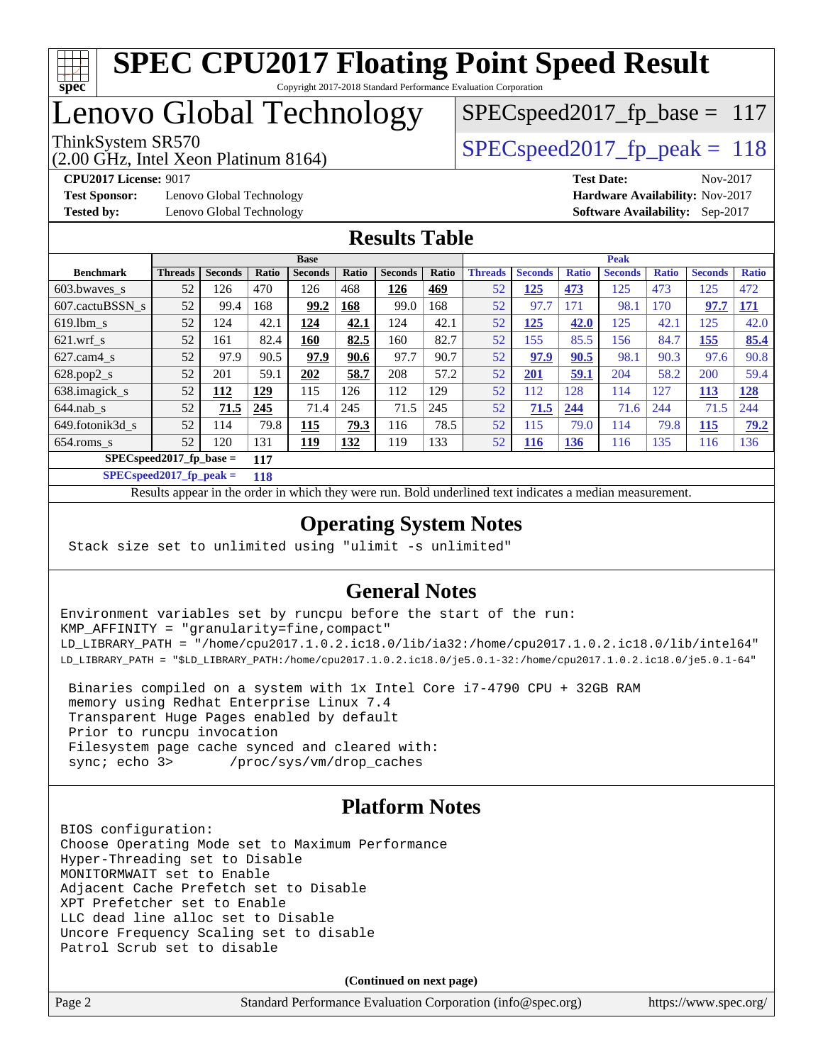# SPEC CPU2017 Floating Point Speed Result

Copyright 2017-2018 Standard Performance Evaluation Corporation

# Lenovo Global Technology

ThinkSystem SR570
(2.00 GHz, Intel Xeon Platinum 8164)

SPECspeed2017_fp_base = 117

SPECspeed2017_fp_peak = 118

**CPU2017 License:** 9017
**Test Sponsor:** Lenovo Global Technology
**Tested by:** Lenovo Global Technology

**Test Date:** Nov-2017
**Hardware Availability:** Nov-2017
**Software Availability:** Sep-2017

## Results Table

| Benchmark | Base | | | | | | | Peak | | | | | | |
|---|---|---|---|---|---|---|---|---|---|---|---|---|---|---|
| | Threads | Seconds | Ratio | Seconds | Ratio | Seconds | Ratio | Threads | Seconds | Ratio | Seconds | Ratio | Seconds | Ratio |
| 603.bwaves_s | 52 | 126 | 470 | 126 | 468 | **126** | **469** | 52 | **125** | **473** | 125 | 473 | 125 | 472 |
| 607.cactuBSSN_s | 52 | 99.4 | 168 | **99.2** | **168** | 99.0 | 168 | 52 | 97.7 | 171 | 98.1 | 170 | **97.7** | **171** |
| 619.lbm_s | 52 | 124 | 42.1 | **124** | **42.1** | 124 | 42.1 | 52 | **125** | **42.0** | 125 | 42.1 | 125 | 42.0 |
| 621.wrf_s | 52 | 161 | 82.4 | **160** | **82.5** | 160 | 82.7 | 52 | 155 | 85.5 | 156 | 84.7 | **155** | **85.4** |
| 627.cam4_s | 52 | 97.9 | 90.5 | **97.9** | **90.6** | 97.7 | 90.7 | 52 | **97.9** | **90.5** | 98.1 | 90.3 | 97.6 | 90.8 |
| 628.pop2_s | 52 | 201 | 59.1 | **202** | **58.7** | 208 | 57.2 | 52 | **201** | **59.1** | 204 | 58.2 | 200 | 59.4 |
| 638.imagick_s | 52 | **112** | **129** | 115 | 126 | 112 | 129 | 52 | 112 | 128 | 114 | 127 | **113** | **128** |
| 644.nab_s | 52 | **71.5** | **245** | 71.4 | 245 | 71.5 | 245 | 52 | **71.5** | **244** | 71.6 | 244 | 71.5 | 244 |
| 649.fotonik3d_s | 52 | 114 | 79.8 | **115** | **79.3** | 116 | 78.5 | 52 | 115 | 79.0 | 114 | 79.8 | **115** | **79.2** |
| 654.roms_s | 52 | 120 | 131 | **119** | **132** | 119 | 133 | 52 | **116** | **136** | 116 | 135 | 116 | 136 |

**SPECspeed2017_fp_base = 117**

**SPECspeed2017_fp_peak = 118**

Results appear in the order in which they were run. Bold underlined text indicates a median measurement.

## Operating System Notes

```
Stack size set to unlimited using "ulimit -s unlimited"
```

## General Notes

```
Environment variables set by runcpu before the start of the run:
KMP_AFFINITY = "granularity=fine,compact"
LD_LIBRARY_PATH = "/home/cpu2017.1.0.2.ic18.0/lib/ia32:/home/cpu2017.1.0.2.ic18.0/lib/intel64"
LD_LIBRARY_PATH = "$LD_LIBRARY_PATH:/home/cpu2017.1.0.2.ic18.0/je5.0.1-32:/home/cpu2017.1.0.2.ic18.0/je5.0.1-64"

 Binaries compiled on a system with 1x Intel Core i7-4790 CPU + 32GB RAM
 memory using Redhat Enterprise Linux 7.4
 Transparent Huge Pages enabled by default
 Prior to runcpu invocation
 Filesystem page cache synced and cleared with:
 sync; echo 3>       /proc/sys/vm/drop_caches
```

## Platform Notes

```
BIOS configuration:
Choose Operating Mode set to Maximum Performance
Hyper-Threading set to Disable
MONITORMWAIT set to Enable
Adjacent Cache Prefetch set to Disable
XPT Prefetcher set to Enable
LLC dead line alloc set to Disable
Uncore Frequency Scaling set to disable
Patrol Scrub set to disable
```

**(Continued on next page)**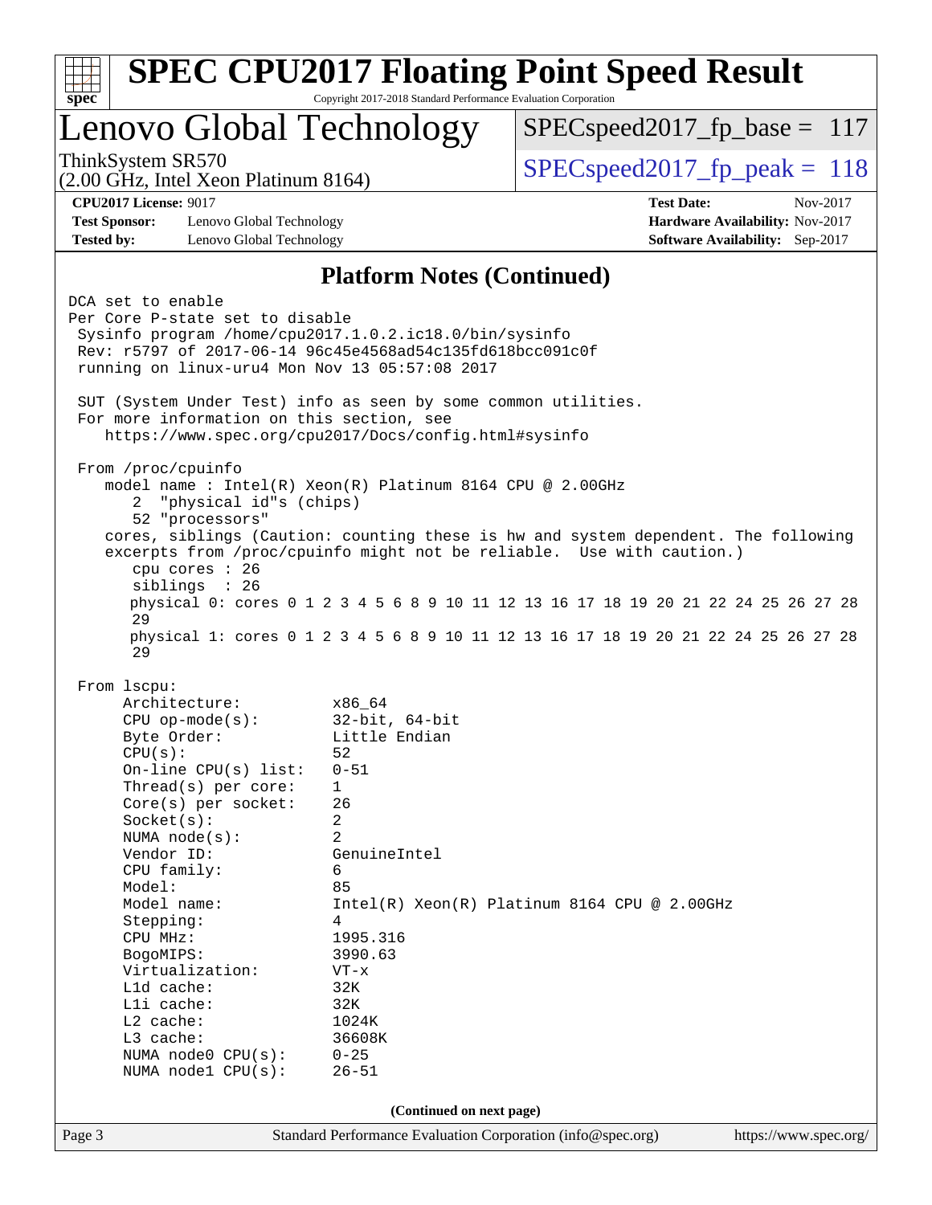# SPEC CPU2017 Floating Point Speed Result

Copyright 2017-2018 Standard Performance Evaluation Corporation

## Lenovo Global Technology

ThinkSystem SR570
(2.00 GHz, Intel Xeon Platinum 8164)

SPECspeed2017_fp_base = 117

SPECspeed2017_fp_peak = 118

**CPU2017 License:** 9017
**Test Sponsor:** Lenovo Global Technology
**Tested by:** Lenovo Global Technology

**Test Date:** Nov-2017
**Hardware Availability:** Nov-2017
**Software Availability:** Sep-2017

### Platform Notes (Continued)

```
DCA set to enable
Per Core P-state set to disable
 Sysinfo program /home/cpu2017.1.0.2.ic18.0/bin/sysinfo
 Rev: r5797 of 2017-06-14 96c45e4568ad54c135fd618bcc091c0f
 running on linux-uru4 Mon Nov 13 05:57:08 2017

 SUT (System Under Test) info as seen by some common utilities.
 For more information on this section, see
    https://www.spec.org/cpu2017/Docs/config.html#sysinfo

 From /proc/cpuinfo
    model name : Intel(R) Xeon(R) Platinum 8164 CPU @ 2.00GHz
       2  "physical id"s (chips)
       52 "processors"
    cores, siblings (Caution: counting these is hw and system dependent. The following
    excerpts from /proc/cpuinfo might not be reliable.  Use with caution.)
       cpu cores : 26
       siblings  : 26
       physical 0: cores 0 1 2 3 4 5 6 8 9 10 11 12 13 16 17 18 19 20 21 22 24 25 26 27 28
       29
       physical 1: cores 0 1 2 3 4 5 6 8 9 10 11 12 13 16 17 18 19 20 21 22 24 25 26 27 28
       29

 From lscpu:
      Architecture:          x86_64
      CPU op-mode(s):        32-bit, 64-bit
      Byte Order:            Little Endian
      CPU(s):                52
      On-line CPU(s) list:   0-51
      Thread(s) per core:    1
      Core(s) per socket:    26
      Socket(s):             2
      NUMA node(s):          2
      Vendor ID:             GenuineIntel
      CPU family:            6
      Model:                 85
      Model name:            Intel(R) Xeon(R) Platinum 8164 CPU @ 2.00GHz
      Stepping:              4
      CPU MHz:               1995.316
      BogoMIPS:              3990.63
      Virtualization:        VT-x
      L1d cache:             32K
      L1i cache:             32K
      L2 cache:              1024K
      L3 cache:              36608K
      NUMA node0 CPU(s):     0-25
      NUMA node1 CPU(s):     26-51
```

**(Continued on next page)**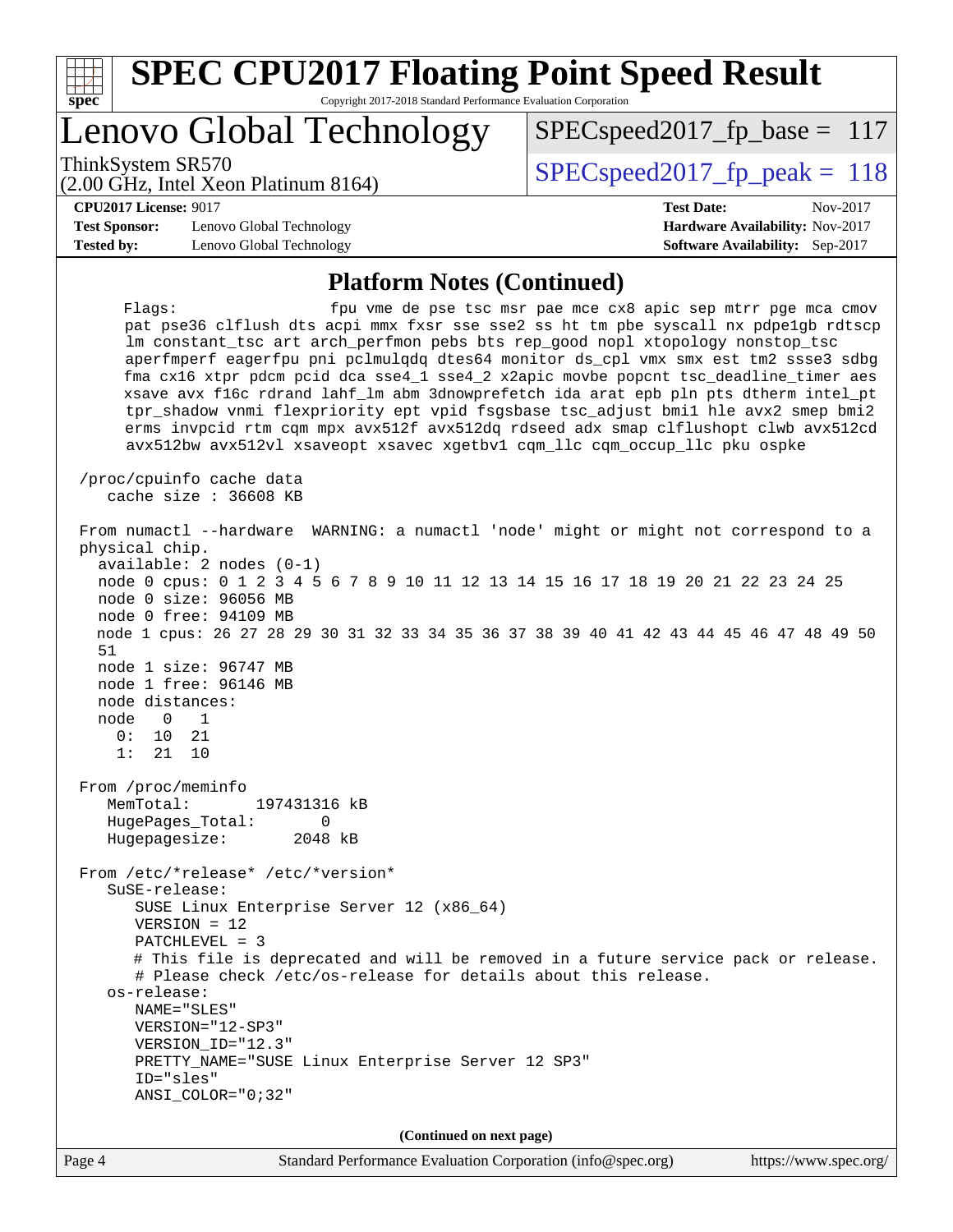## Platform Notes (Continued)

```
    Flags:                  fpu vme de pse tsc msr pae mce cx8 apic sep mtrr pge mca cmov
    pat pse36 clflush dts acpi mmx fxsr sse sse2 ss ht tm pbe syscall nx pdpe1gb rdtscp
    lm constant_tsc art arch_perfmon pebs bts rep_good nopl xtopology nonstop_tsc
    aperfmperf eagerfpu pni pclmulqdq dtes64 monitor ds_cpl vmx smx est tm2 ssse3 sdbg
    fma cx16 xtpr pdcm pcid dca sse4_1 sse4_2 x2apic movbe popcnt tsc_deadline_timer aes
    xsave avx f16c rdrand lahf_lm abm 3dnowprefetch ida arat epb pln pts dtherm intel_pt
    tpr_shadow vnmi flexpriority ept vpid fsgsbase tsc_adjust bmi1 hle avx2 smep bmi2
    erms invpcid rtm cqm mpx avx512f avx512dq rdseed adx smap clflushopt clwb avx512cd
    avx512bw avx512vl xsaveopt xsavec xgetbv1 cqm_llc cqm_occup_llc pku ospke

/proc/cpuinfo cache data
   cache size : 36608 KB

From numactl --hardware  WARNING: a numactl 'node' might or might not correspond to a
physical chip.
  available: 2 nodes (0-1)
  node 0 cpus: 0 1 2 3 4 5 6 7 8 9 10 11 12 13 14 15 16 17 18 19 20 21 22 23 24 25
  node 0 size: 96056 MB
  node 0 free: 94109 MB
  node 1 cpus: 26 27 28 29 30 31 32 33 34 35 36 37 38 39 40 41 42 43 44 45 46 47 48 49 50
  51
  node 1 size: 96747 MB
  node 1 free: 96146 MB
  node distances:
  node   0   1
    0:  10  21
    1:  21  10

From /proc/meminfo
   MemTotal:       197431316 kB
   HugePages_Total:       0
   Hugepagesize:       2048 kB

From /etc/*release* /etc/*version*
   SuSE-release:
      SUSE Linux Enterprise Server 12 (x86_64)
      VERSION = 12
      PATCHLEVEL = 3
      # This file is deprecated and will be removed in a future service pack or release.
      # Please check /etc/os-release for details about this release.
   os-release:
      NAME="SLES"
      VERSION="12-SP3"
      VERSION_ID="12.3"
      PRETTY_NAME="SUSE Linux Enterprise Server 12 SP3"
      ID="sles"
      ANSI_COLOR="0;32"
```

(Continued on next page)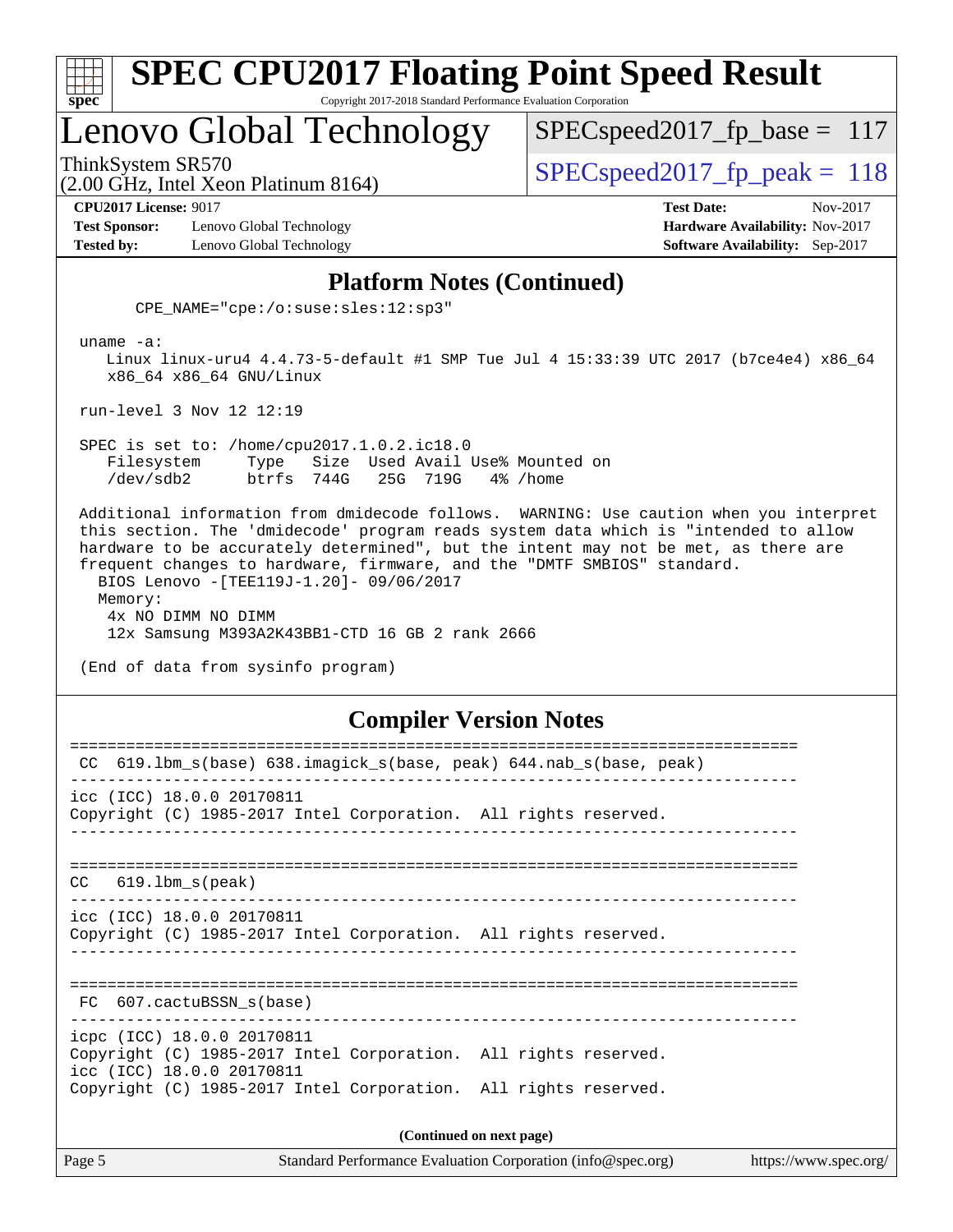# SPEC CPU2017 Floating Point Speed Result

Copyright 2017-2018 Standard Performance Evaluation Corporation

## Lenovo Global Technology

ThinkSystem SR570
(2.00 GHz, Intel Xeon Platinum 8164)

SPECspeed2017_fp_base = 117

SPECspeed2017_fp_peak = 118

**CPU2017 License:** 9017
**Test Sponsor:** Lenovo Global Technology
**Tested by:** Lenovo Global Technology

**Test Date:** Nov-2017
**Hardware Availability:** Nov-2017
**Software Availability:** Sep-2017

### Platform Notes (Continued)

```
      CPE_NAME="cpe:/o:suse:sles:12:sp3"

 uname -a:
    Linux linux-uru4 4.4.73-5-default #1 SMP Tue Jul 4 15:33:39 UTC 2017 (b7ce4e4) x86_64
    x86_64 x86_64 GNU/Linux

 run-level 3 Nov 12 12:19

 SPEC is set to: /home/cpu2017.1.0.2.ic18.0
    Filesystem     Type   Size  Used Avail Use% Mounted on
    /dev/sdb2      btrfs  744G   25G  719G   4% /home

 Additional information from dmidecode follows.  WARNING: Use caution when you interpret
 this section. The 'dmidecode' program reads system data which is "intended to allow
 hardware to be accurately determined", but the intent may not be met, as there are
 frequent changes to hardware, firmware, and the "DMTF SMBIOS" standard.
   BIOS Lenovo -[TEE119J-1.20]- 09/06/2017
   Memory:
    4x NO DIMM NO DIMM
    12x Samsung M393A2K43BB1-CTD 16 GB 2 rank 2666

 (End of data from sysinfo program)
```

### Compiler Version Notes

```
==============================================================================
 CC  619.lbm_s(base) 638.imagick_s(base, peak) 644.nab_s(base, peak)
------------------------------------------------------------------------------
icc (ICC) 18.0.0 20170811
Copyright (C) 1985-2017 Intel Corporation.  All rights reserved.
------------------------------------------------------------------------------

==============================================================================
 CC   619.lbm_s(peak)
------------------------------------------------------------------------------
icc (ICC) 18.0.0 20170811
Copyright (C) 1985-2017 Intel Corporation.  All rights reserved.
------------------------------------------------------------------------------

==============================================================================
 FC  607.cactuBSSN_s(base)
------------------------------------------------------------------------------
icpc (ICC) 18.0.0 20170811
Copyright (C) 1985-2017 Intel Corporation.  All rights reserved.
icc (ICC) 18.0.0 20170811
Copyright (C) 1985-2017 Intel Corporation.  All rights reserved.
```

**(Continued on next page)**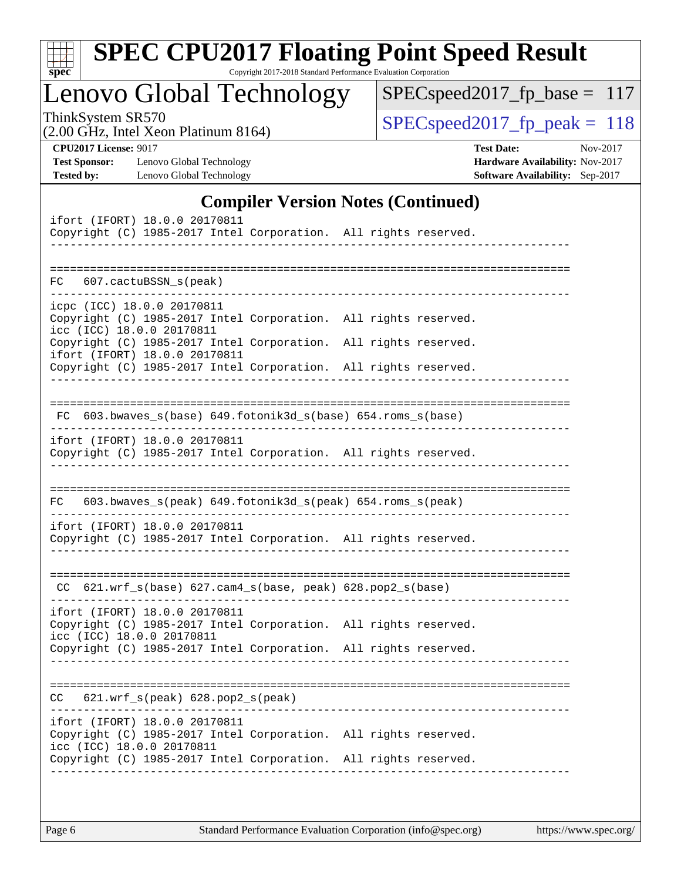## Compiler Version Notes (Continued)

```
ifort (IFORT) 18.0.0 20170811
Copyright (C) 1985-2017 Intel Corporation.  All rights reserved.
------------------------------------------------------------------------------

==============================================================================
FC   607.cactuBSSN_s(peak)
------------------------------------------------------------------------------
icpc (ICC) 18.0.0 20170811
Copyright (C) 1985-2017 Intel Corporation.  All rights reserved.
icc (ICC) 18.0.0 20170811
Copyright (C) 1985-2017 Intel Corporation.  All rights reserved.
ifort (IFORT) 18.0.0 20170811
Copyright (C) 1985-2017 Intel Corporation.  All rights reserved.
------------------------------------------------------------------------------

==============================================================================
 FC  603.bwaves_s(base) 649.fotonik3d_s(base) 654.roms_s(base)
------------------------------------------------------------------------------
ifort (IFORT) 18.0.0 20170811
Copyright (C) 1985-2017 Intel Corporation.  All rights reserved.
------------------------------------------------------------------------------

==============================================================================
FC   603.bwaves_s(peak) 649.fotonik3d_s(peak) 654.roms_s(peak)
------------------------------------------------------------------------------
ifort (IFORT) 18.0.0 20170811
Copyright (C) 1985-2017 Intel Corporation.  All rights reserved.
------------------------------------------------------------------------------

==============================================================================
 CC  621.wrf_s(base) 627.cam4_s(base, peak) 628.pop2_s(base)
------------------------------------------------------------------------------
ifort (IFORT) 18.0.0 20170811
Copyright (C) 1985-2017 Intel Corporation.  All rights reserved.
icc (ICC) 18.0.0 20170811
Copyright (C) 1985-2017 Intel Corporation.  All rights reserved.
------------------------------------------------------------------------------

==============================================================================
CC   621.wrf_s(peak) 628.pop2_s(peak)
------------------------------------------------------------------------------
ifort (IFORT) 18.0.0 20170811
Copyright (C) 1985-2017 Intel Corporation.  All rights reserved.
icc (ICC) 18.0.0 20170811
Copyright (C) 1985-2017 Intel Corporation.  All rights reserved.
------------------------------------------------------------------------------
```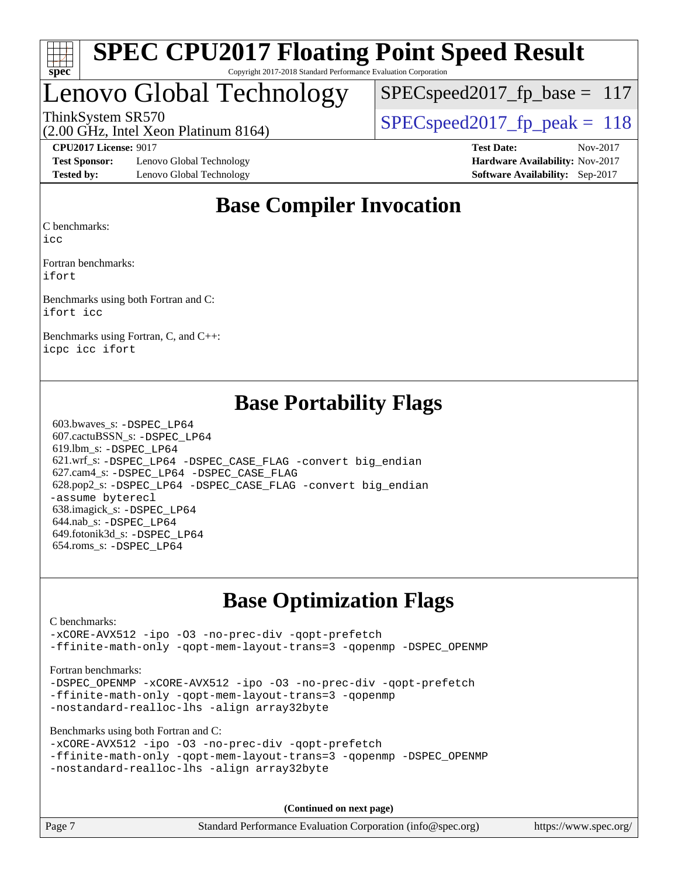# SPEC CPU2017 Floating Point Speed Result

Copyright 2017-2018 Standard Performance Evaluation Corporation

## Lenovo Global Technology

ThinkSystem SR570
(2.00 GHz, Intel Xeon Platinum 8164)

SPECspeed2017_fp_base = 117

SPECspeed2017_fp_peak = 118

| | | | |
|---|---|---|---|
| **CPU2017 License:** | 9017 | **Test Date:** | Nov-2017 |
| **Test Sponsor:** | Lenovo Global Technology | **Hardware Availability:** | Nov-2017 |
| **Tested by:** | Lenovo Global Technology | **Software Availability:** | Sep-2017 |

## Base Compiler Invocation

C benchmarks:
```
icc
```

Fortran benchmarks:
```
ifort
```

Benchmarks using both Fortran and C:
```
ifort icc
```

Benchmarks using Fortran, C, and C++:
```
icpc icc ifort
```

## Base Portability Flags

603.bwaves_s: `-DSPEC_LP64`
607.cactuBSSN_s: `-DSPEC_LP64`
619.lbm_s: `-DSPEC_LP64`
621.wrf_s: `-DSPEC_LP64 -DSPEC_CASE_FLAG -convert big_endian`
627.cam4_s: `-DSPEC_LP64 -DSPEC_CASE_FLAG`
628.pop2_s: `-DSPEC_LP64 -DSPEC_CASE_FLAG -convert big_endian -assume byterecl`
638.imagick_s: `-DSPEC_LP64`
644.nab_s: `-DSPEC_LP64`
649.fotonik3d_s: `-DSPEC_LP64`
654.roms_s: `-DSPEC_LP64`

## Base Optimization Flags

C benchmarks:
```
-xCORE-AVX512 -ipo -O3 -no-prec-div -qopt-prefetch
-ffinite-math-only -qopt-mem-layout-trans=3 -qopenmp -DSPEC_OPENMP
```

Fortran benchmarks:
```
-DSPEC_OPENMP -xCORE-AVX512 -ipo -O3 -no-prec-div -qopt-prefetch
-ffinite-math-only -qopt-mem-layout-trans=3 -qopenmp
-nostandard-realloc-lhs -align array32byte
```

Benchmarks using both Fortran and C:
```
-xCORE-AVX512 -ipo -O3 -no-prec-div -qopt-prefetch
-ffinite-math-only -qopt-mem-layout-trans=3 -qopenmp -DSPEC_OPENMP
-nostandard-realloc-lhs -align array32byte
```

(Continued on next page)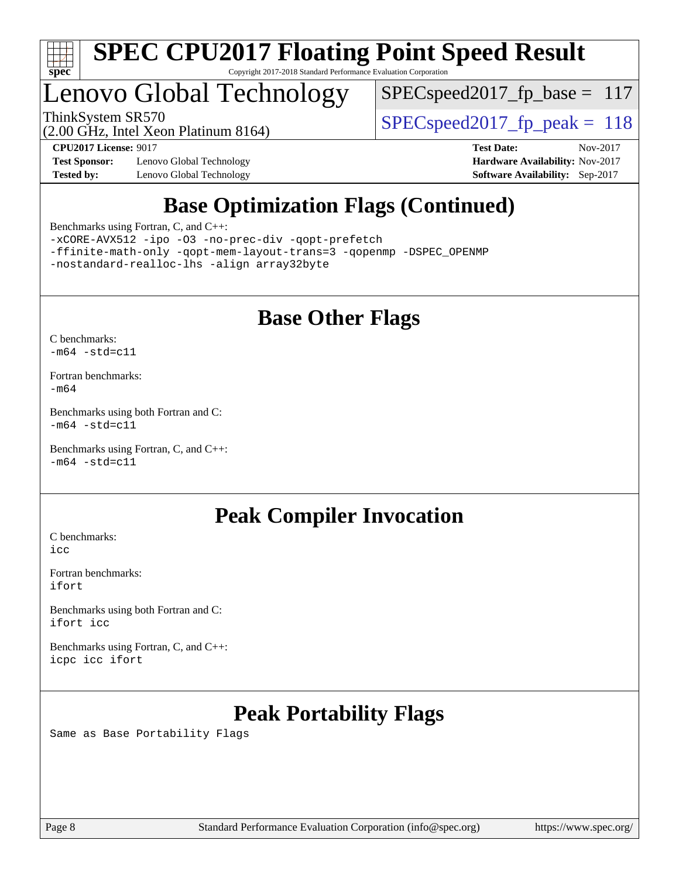## Base Optimization Flags (Continued)

Benchmarks using Fortran, C, and C++:

```
-xCORE-AVX512 -ipo -O3 -no-prec-div -qopt-prefetch
-ffinite-math-only -qopt-mem-layout-trans=3 -qopenmp -DSPEC_OPENMP
-nostandard-realloc-lhs -align array32byte
```

## Base Other Flags

C benchmarks:
`-m64 -std=c11`

Fortran benchmarks:
`-m64`

Benchmarks using both Fortran and C:
`-m64 -std=c11`

Benchmarks using Fortran, C, and C++:
`-m64 -std=c11`

## Peak Compiler Invocation

C benchmarks:
`icc`

Fortran benchmarks:
`ifort`

Benchmarks using both Fortran and C:
`ifort icc`

Benchmarks using Fortran, C, and C++:
`icpc icc ifort`

## Peak Portability Flags

Same as Base Portability Flags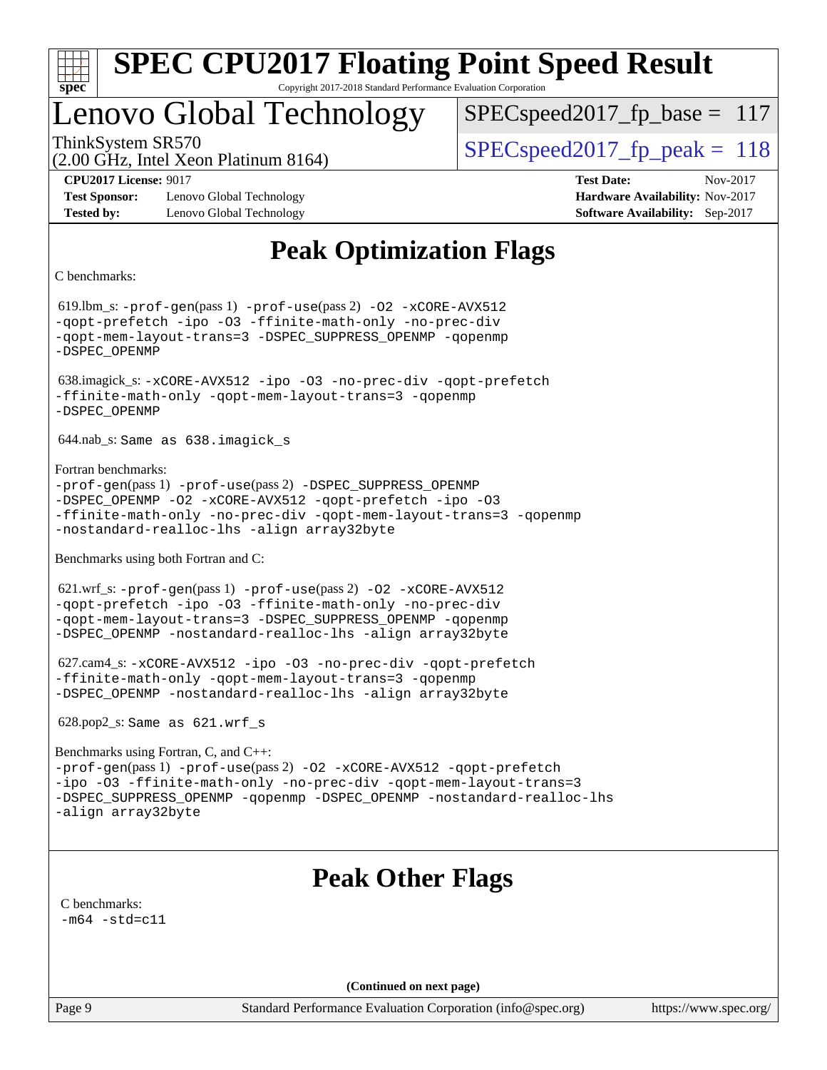# Peak Optimization Flags

C benchmarks:

619.lbm_s: -prof-gen(pass 1) -prof-use(pass 2) -O2 -xCORE-AVX512 -qopt-prefetch -ipo -O3 -ffinite-math-only -no-prec-div -qopt-mem-layout-trans=3 -DSPEC_SUPPRESS_OPENMP -qopenmp -DSPEC_OPENMP

638.imagick_s: -xCORE-AVX512 -ipo -O3 -no-prec-div -qopt-prefetch -ffinite-math-only -qopt-mem-layout-trans=3 -qopenmp -DSPEC_OPENMP

644.nab_s: Same as 638.imagick_s

Fortran benchmarks:

-prof-gen(pass 1) -prof-use(pass 2) -DSPEC_SUPPRESS_OPENMP -DSPEC_OPENMP -O2 -xCORE-AVX512 -qopt-prefetch -ipo -O3 -ffinite-math-only -no-prec-div -qopt-mem-layout-trans=3 -qopenmp -nostandard-realloc-lhs -align array32byte

Benchmarks using both Fortran and C:

621.wrf_s: -prof-gen(pass 1) -prof-use(pass 2) -O2 -xCORE-AVX512 -qopt-prefetch -ipo -O3 -ffinite-math-only -no-prec-div -qopt-mem-layout-trans=3 -DSPEC_SUPPRESS_OPENMP -qopenmp -DSPEC_OPENMP -nostandard-realloc-lhs -align array32byte

627.cam4_s: -xCORE-AVX512 -ipo -O3 -no-prec-div -qopt-prefetch -ffinite-math-only -qopt-mem-layout-trans=3 -qopenmp -DSPEC_OPENMP -nostandard-realloc-lhs -align array32byte

628.pop2_s: Same as 621.wrf_s

Benchmarks using Fortran, C, and C++:

-prof-gen(pass 1) -prof-use(pass 2) -O2 -xCORE-AVX512 -qopt-prefetch -ipo -O3 -ffinite-math-only -no-prec-div -qopt-mem-layout-trans=3 -DSPEC_SUPPRESS_OPENMP -qopenmp -DSPEC_OPENMP -nostandard-realloc-lhs -align array32byte

# Peak Other Flags

C benchmarks:

-m64 -std=c11

(Continued on next page)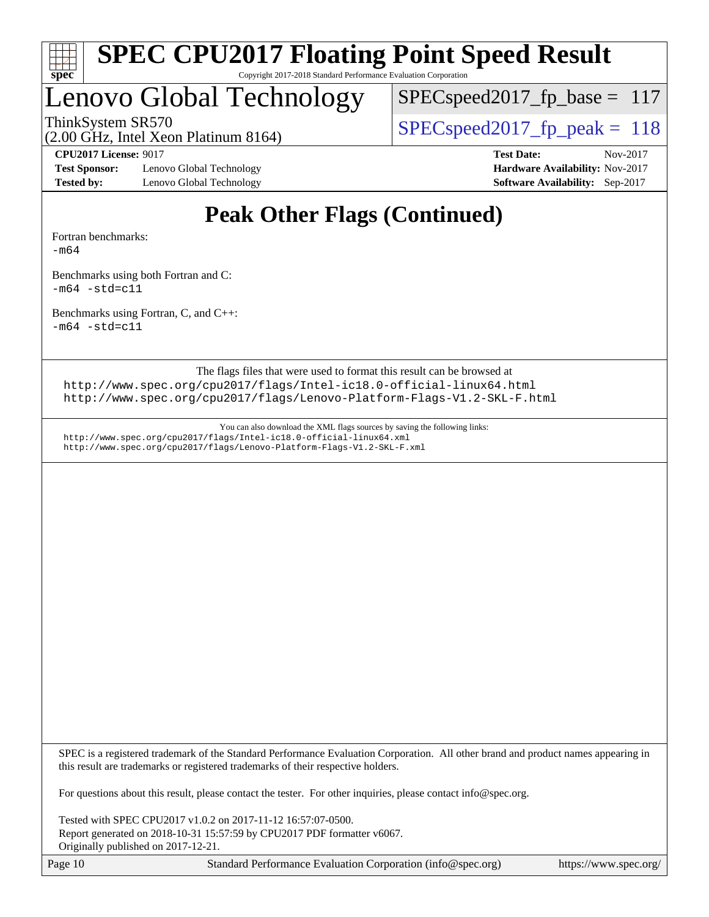## Peak Other Flags (Continued)

Fortran benchmarks:
-m64

Benchmarks using both Fortran and C:
-m64 -std=c11

Benchmarks using Fortran, C, and C++:
-m64 -std=c11

The flags files that were used to format this result can be browsed at
http://www.spec.org/cpu2017/flags/Intel-ic18.0-official-linux64.html
http://www.spec.org/cpu2017/flags/Lenovo-Platform-Flags-V1.2-SKL-F.html

You can also download the XML flags sources by saving the following links:
http://www.spec.org/cpu2017/flags/Intel-ic18.0-official-linux64.xml
http://www.spec.org/cpu2017/flags/Lenovo-Platform-Flags-V1.2-SKL-F.xml

SPEC is a registered trademark of the Standard Performance Evaluation Corporation. All other brand and product names appearing in this result are trademarks or registered trademarks of their respective holders.

For questions about this result, please contact the tester. For other inquiries, please contact info@spec.org.

Tested with SPEC CPU2017 v1.0.2 on 2017-11-12 16:57:07-0500.
Report generated on 2018-10-31 15:57:59 by CPU2017 PDF formatter v6067.
Originally published on 2017-12-21.